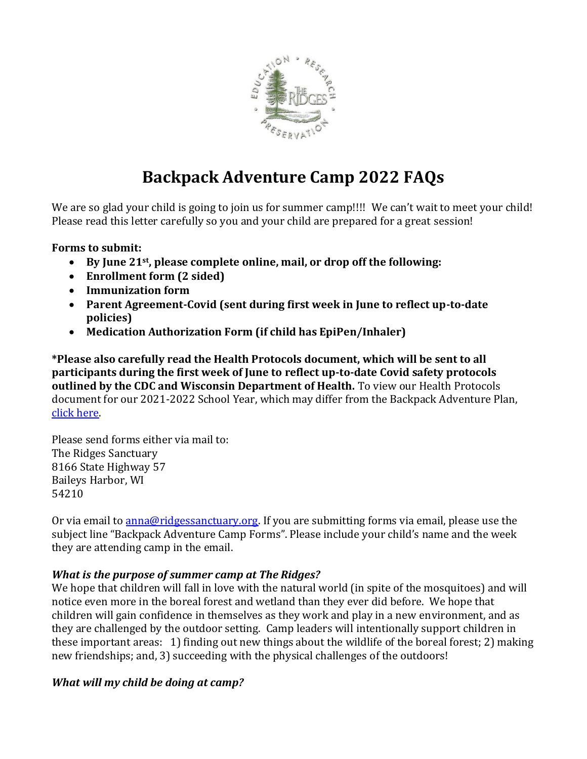# Backpack Adventure Camp 2022 FAQs

We are so glad your child is going to join us for summer camp!!!! We can't wait to meet your child! Please read this letter carefully so you and your child are prepared for a great session!

**Forms to submit:**

- **By June 21st, please complete online, mail, or drop off the following:**
- **Enrollment form (2 sided)**
- **Immunization form**
- **Parent Agreement-Covid (sent during first week in June to reflect up-to-date policies)**
- **Medication Authorization Form (if child has EpiPen/Inhaler)**

**\*Please also carefully read the Health Protocols document, which will be sent to all participants during the first week of June to reflect up-to-date Covid safety protocols outlined by the CDC and Wisconsin Department of Health.** To view our Health Protocols document for our 2021-2022 School Year, which may differ from the Backpack Adventure Plan, click here.

Please send forms either via mail to:
The Ridges Sanctuary
8166 State Highway 57
Baileys Harbor, WI
54210

Or via email to anna@ridgessanctuary.org. If you are submitting forms via email, please use the subject line "Backpack Adventure Camp Forms". Please include your child's name and the week they are attending camp in the email.

***What is the purpose of summer camp at The Ridges?***

We hope that children will fall in love with the natural world (in spite of the mosquitoes) and will notice even more in the boreal forest and wetland than they ever did before. We hope that children will gain confidence in themselves as they work and play in a new environment, and as they are challenged by the outdoor setting. Camp leaders will intentionally support children in these important areas: 1) finding out new things about the wildlife of the boreal forest; 2) making new friendships; and, 3) succeeding with the physical challenges of the outdoors!

***What will my child be doing at camp?***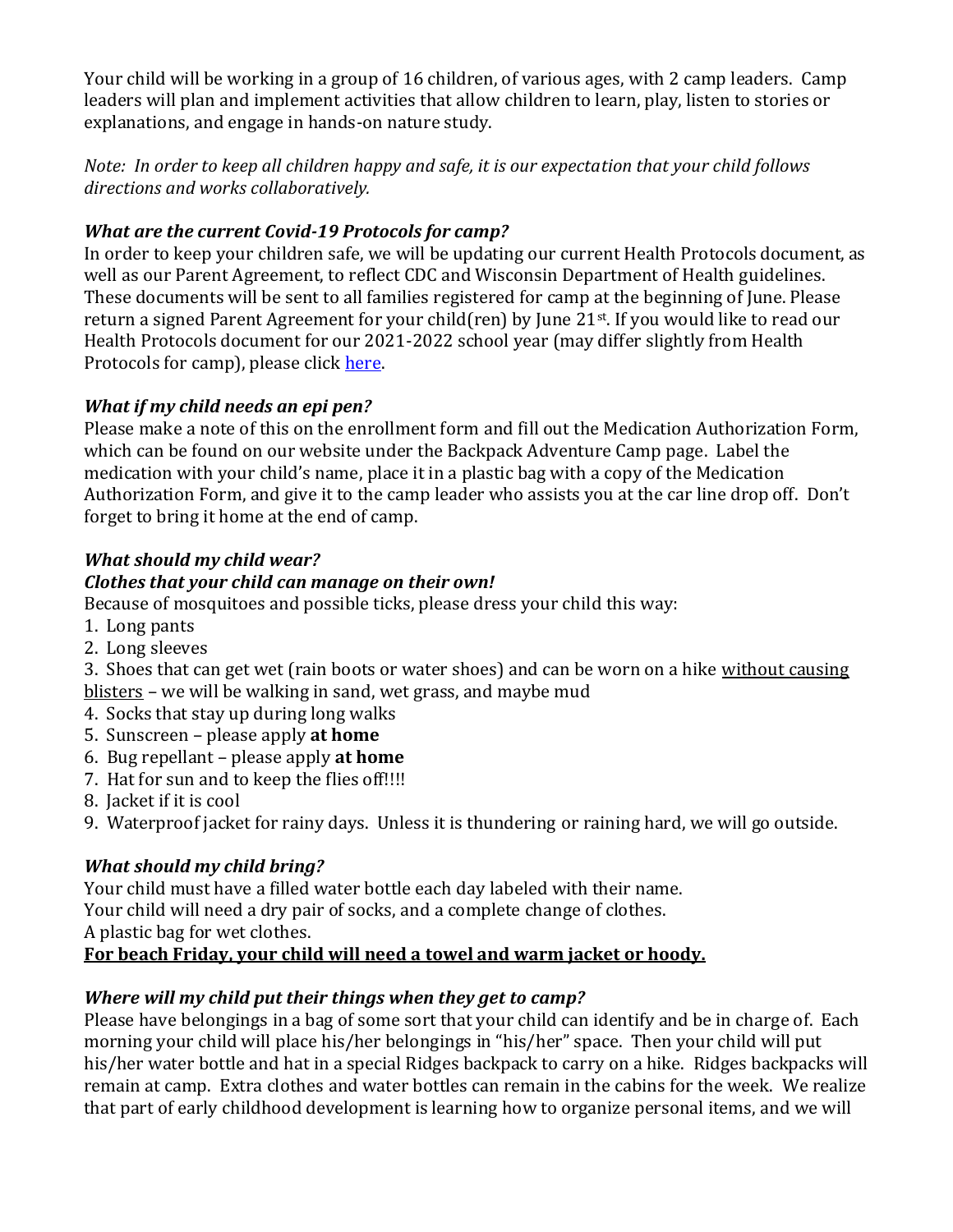Your child will be working in a group of 16 children, of various ages, with 2 camp leaders. Camp leaders will plan and implement activities that allow children to learn, play, listen to stories or explanations, and engage in hands-on nature study.

*Note: In order to keep all children happy and safe, it is our expectation that your child follows directions and works collaboratively.*

***What are the current Covid-19 Protocols for camp?***

In order to keep your children safe, we will be updating our current Health Protocols document, as well as our Parent Agreement, to reflect CDC and Wisconsin Department of Health guidelines. These documents will be sent to all families registered for camp at the beginning of June. Please return a signed Parent Agreement for your child(ren) by June 21st. If you would like to read our Health Protocols document for our 2021-2022 school year (may differ slightly from Health Protocols for camp), please click here.

***What if my child needs an epi pen?***

Please make a note of this on the enrollment form and fill out the Medication Authorization Form, which can be found on our website under the Backpack Adventure Camp page. Label the medication with your child's name, place it in a plastic bag with a copy of the Medication Authorization Form, and give it to the camp leader who assists you at the car line drop off. Don't forget to bring it home at the end of camp.

***What should my child wear?***

***Clothes that your child can manage on their own!***

Because of mosquitoes and possible ticks, please dress your child this way:

1. Long pants
2. Long sleeves
3. Shoes that can get wet (rain boots or water shoes) and can be worn on a hike without causing blisters – we will be walking in sand, wet grass, and maybe mud
4. Socks that stay up during long walks
5. Sunscreen – please apply **at home**
6. Bug repellant – please apply **at home**
7. Hat for sun and to keep the flies off!!!!
8. Jacket if it is cool
9. Waterproof jacket for rainy days. Unless it is thundering or raining hard, we will go outside.

***What should my child bring?***

Your child must have a filled water bottle each day labeled with their name.
Your child will need a dry pair of socks, and a complete change of clothes.
A plastic bag for wet clothes.

**For beach Friday, your child will need a towel and warm jacket or hoody.**

***Where will my child put their things when they get to camp?***

Please have belongings in a bag of some sort that your child can identify and be in charge of. Each morning your child will place his/her belongings in "his/her" space. Then your child will put his/her water bottle and hat in a special Ridges backpack to carry on a hike. Ridges backpacks will remain at camp. Extra clothes and water bottles can remain in the cabins for the week. We realize that part of early childhood development is learning how to organize personal items, and we will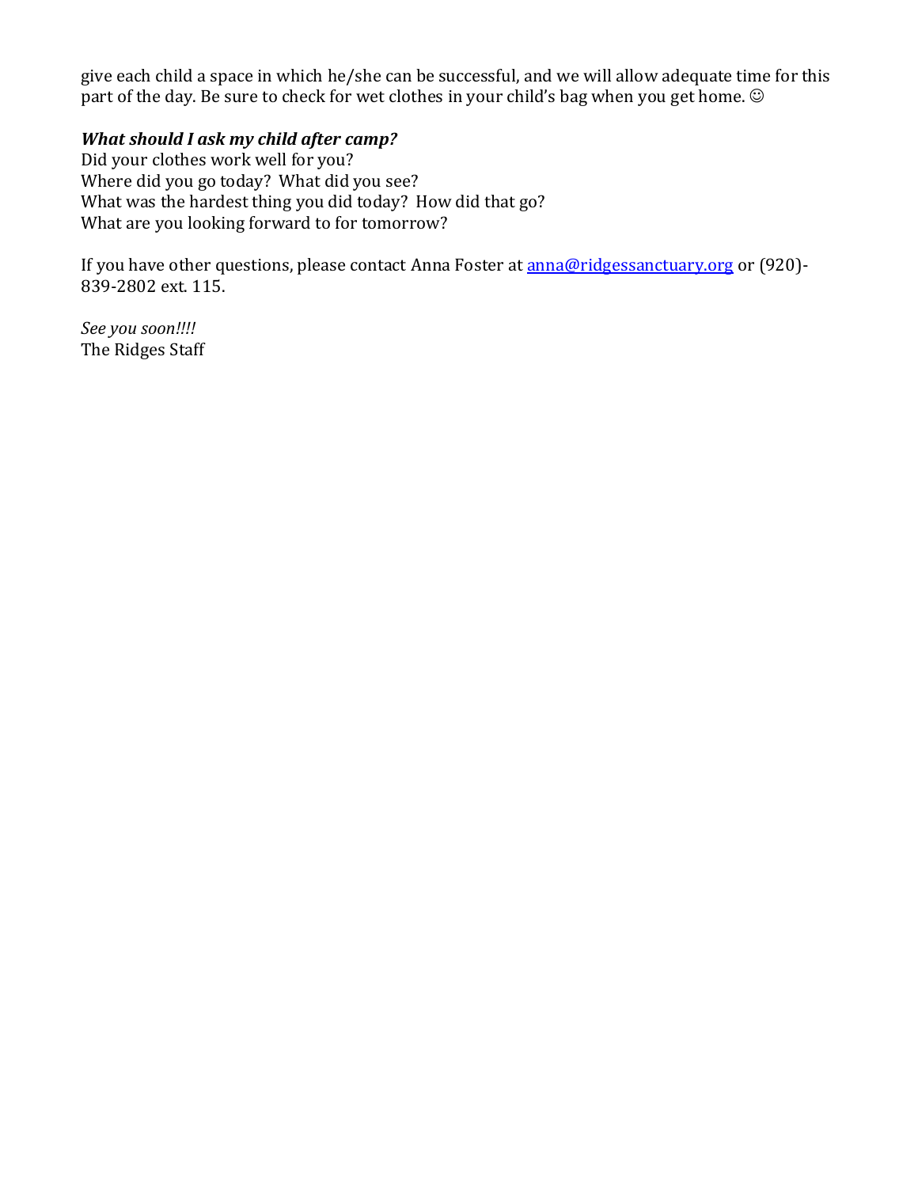give each child a space in which he/she can be successful, and we will allow adequate time for this part of the day. Be sure to check for wet clothes in your child's bag when you get home. ☺

***What should I ask my child after camp?***

Did your clothes work well for you?
Where did you go today? What did you see?
What was the hardest thing you did today? How did that go?
What are you looking forward to for tomorrow?

If you have other questions, please contact Anna Foster at [anna@ridgessanctuary.org](mailto:anna@ridgessanctuary.org) or (920)-839-2802 ext. 115.

*See you soon!!!!*
The Ridges Staff